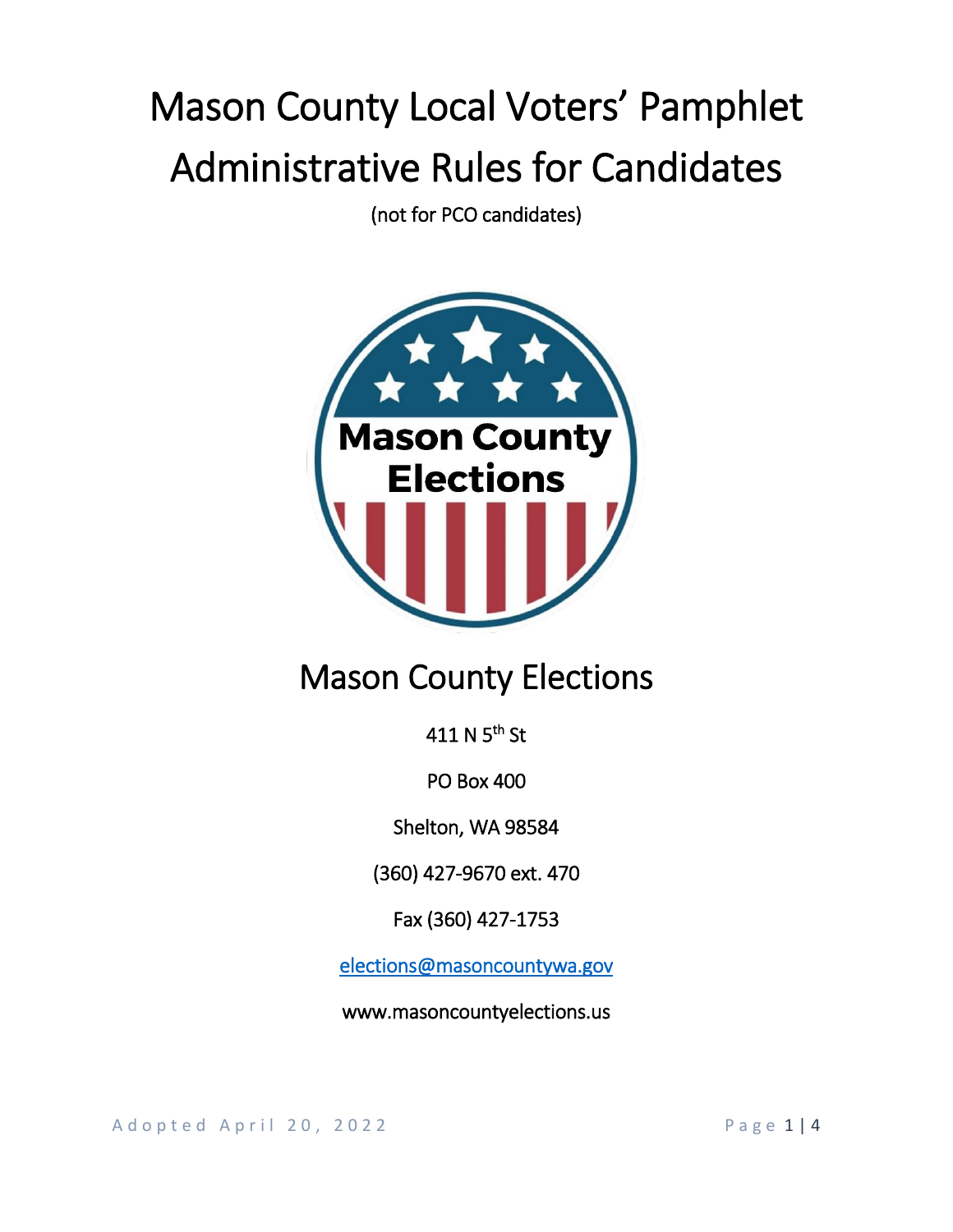# Mason County Local Voters' Pamphlet Administrative Rules for Candidates

(not for PCO candidates)

## Mason County Elections

411 N 5th St

PO Box 400

Shelton, WA 98584

(360) 427-9670 ext. 470

Fax (360) 427-1753

elections@masoncountywa.gov

www.masoncountyelections.us

Adopted April 20, 2022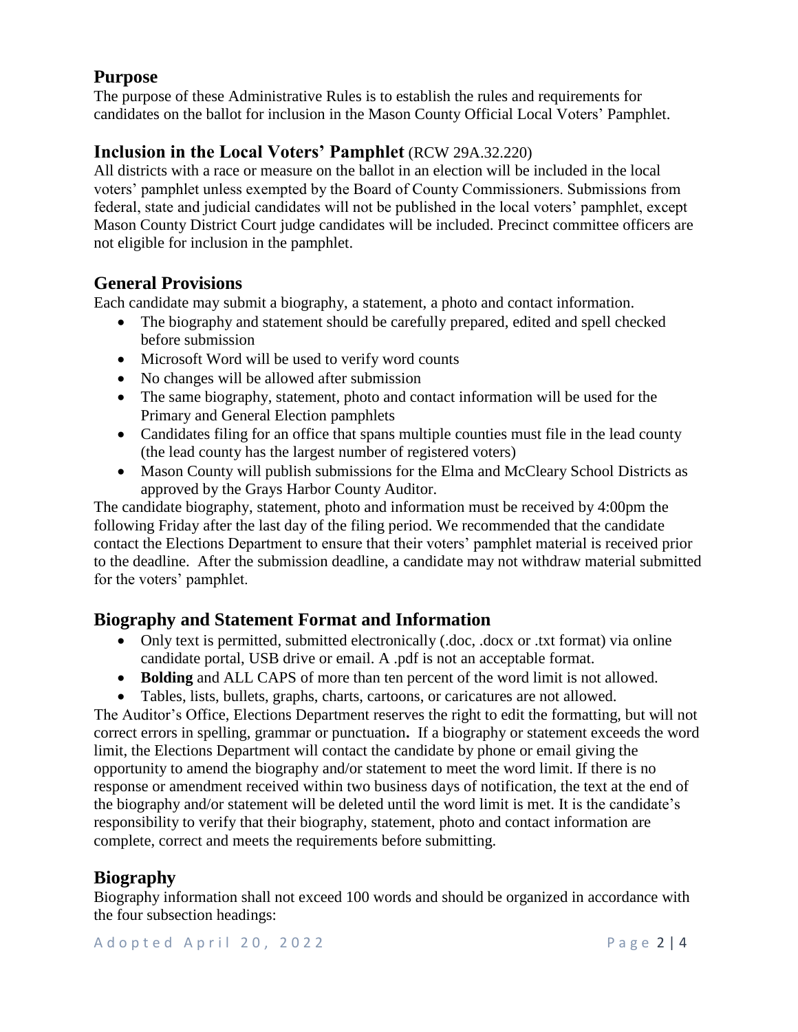## Purpose

The purpose of these Administrative Rules is to establish the rules and requirements for candidates on the ballot for inclusion in the Mason County Official Local Voters' Pamphlet.

## Inclusion in the Local Voters' Pamphlet (RCW 29A.32.220)

All districts with a race or measure on the ballot in an election will be included in the local voters' pamphlet unless exempted by the Board of County Commissioners. Submissions from federal, state and judicial candidates will not be published in the local voters' pamphlet, except Mason County District Court judge candidates will be included. Precinct committee officers are not eligible for inclusion in the pamphlet.

## General Provisions

Each candidate may submit a biography, a statement, a photo and contact information.

- The biography and statement should be carefully prepared, edited and spell checked before submission
- Microsoft Word will be used to verify word counts
- No changes will be allowed after submission
- The same biography, statement, photo and contact information will be used for the Primary and General Election pamphlets
- Candidates filing for an office that spans multiple counties must file in the lead county (the lead county has the largest number of registered voters)
- Mason County will publish submissions for the Elma and McCleary School Districts as approved by the Grays Harbor County Auditor.

The candidate biography, statement, photo and information must be received by 4:00pm the following Friday after the last day of the filing period. We recommended that the candidate contact the Elections Department to ensure that their voters' pamphlet material is received prior to the deadline. After the submission deadline, a candidate may not withdraw material submitted for the voters' pamphlet.

## Biography and Statement Format and Information

- Only text is permitted, submitted electronically (.doc, .docx or .txt format) via online candidate portal, USB drive or email. A .pdf is not an acceptable format.
- **Bolding** and ALL CAPS of more than ten percent of the word limit is not allowed.
- Tables, lists, bullets, graphs, charts, cartoons, or caricatures are not allowed.

The Auditor's Office, Elections Department reserves the right to edit the formatting, but will not correct errors in spelling, grammar or punctuation**.** If a biography or statement exceeds the word limit, the Elections Department will contact the candidate by phone or email giving the opportunity to amend the biography and/or statement to meet the word limit. If there is no response or amendment received within two business days of notification, the text at the end of the biography and/or statement will be deleted until the word limit is met. It is the candidate's responsibility to verify that their biography, statement, photo and contact information are complete, correct and meets the requirements before submitting.

## Biography

Biography information shall not exceed 100 words and should be organized in accordance with the four subsection headings: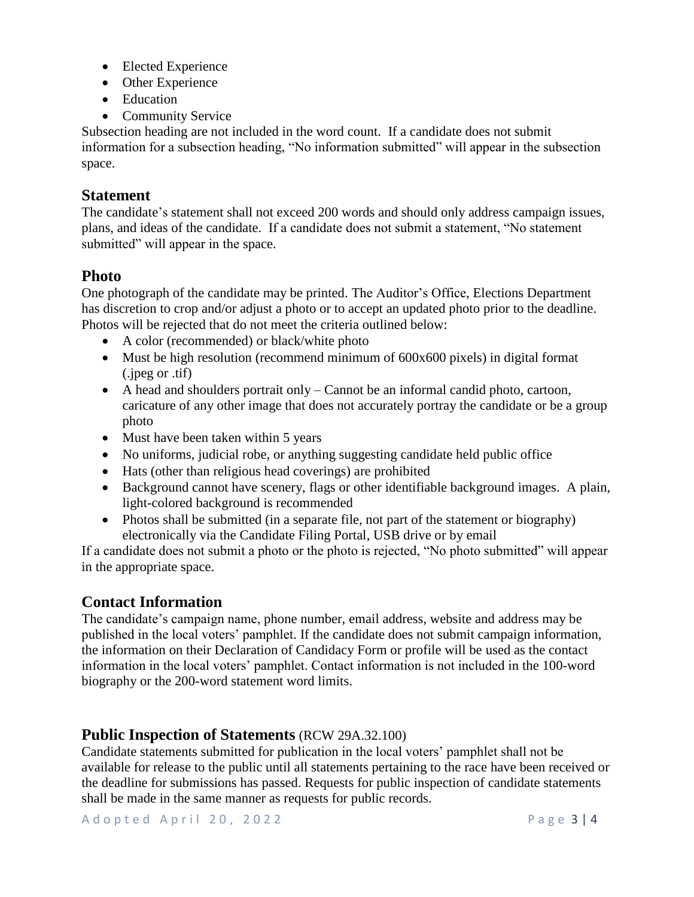- Elected Experience
- Other Experience
- Education
- Community Service

Subsection heading are not included in the word count. If a candidate does not submit information for a subsection heading, “No information submitted” will appear in the subsection space.

## Statement

The candidate’s statement shall not exceed 200 words and should only address campaign issues, plans, and ideas of the candidate. If a candidate does not submit a statement, “No statement submitted” will appear in the space.

## Photo

One photograph of the candidate may be printed. The Auditor’s Office, Elections Department has discretion to crop and/or adjust a photo or to accept an updated photo prior to the deadline. Photos will be rejected that do not meet the criteria outlined below:

- A color (recommended) or black/white photo
- Must be high resolution (recommend minimum of 600x600 pixels) in digital format (.jpeg or .tif)
- A head and shoulders portrait only – Cannot be an informal candid photo, cartoon, caricature of any other image that does not accurately portray the candidate or be a group photo
- Must have been taken within 5 years
- No uniforms, judicial robe, or anything suggesting candidate held public office
- Hats (other than religious head coverings) are prohibited
- Background cannot have scenery, flags or other identifiable background images. A plain, light-colored background is recommended
- Photos shall be submitted (in a separate file, not part of the statement or biography) electronically via the Candidate Filing Portal, USB drive or by email

If a candidate does not submit a photo or the photo is rejected, “No photo submitted” will appear in the appropriate space.

## Contact Information

The candidate’s campaign name, phone number, email address, website and address may be published in the local voters’ pamphlet. If the candidate does not submit campaign information, the information on their Declaration of Candidacy Form or profile will be used as the contact information in the local voters’ pamphlet. Contact information is not included in the 100-word biography or the 200-word statement word limits.

## Public Inspection of Statements (RCW 29A.32.100)

Candidate statements submitted for publication in the local voters’ pamphlet shall not be available for release to the public until all statements pertaining to the race have been received or the deadline for submissions has passed. Requests for public inspection of candidate statements shall be made in the same manner as requests for public records.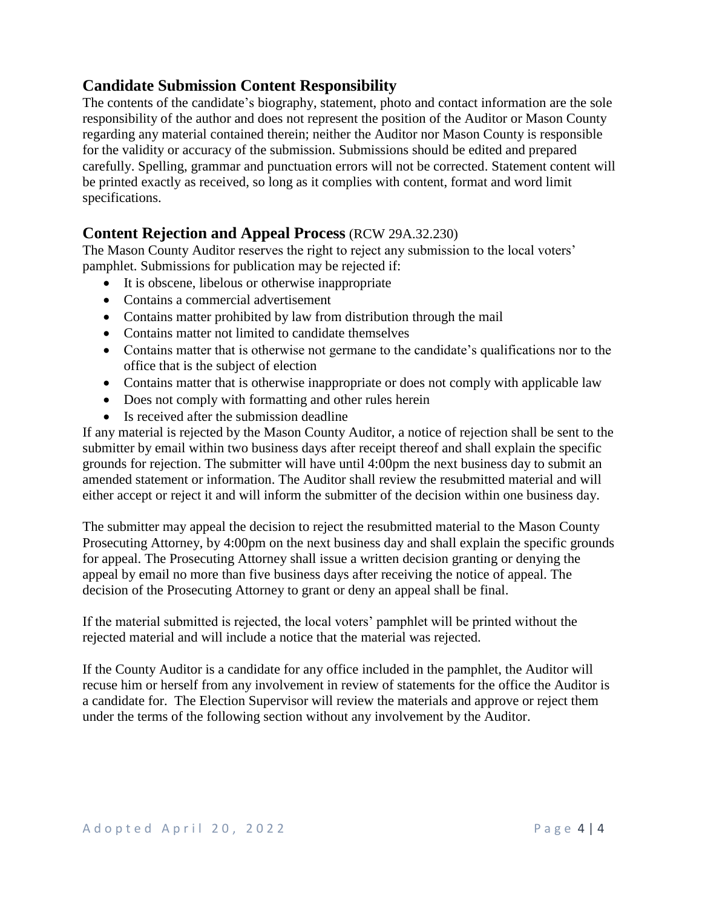## Candidate Submission Content Responsibility

The contents of the candidate's biography, statement, photo and contact information are the sole responsibility of the author and does not represent the position of the Auditor or Mason County regarding any material contained therein; neither the Auditor nor Mason County is responsible for the validity or accuracy of the submission. Submissions should be edited and prepared carefully. Spelling, grammar and punctuation errors will not be corrected. Statement content will be printed exactly as received, so long as it complies with content, format and word limit specifications.

## Content Rejection and Appeal Process (RCW 29A.32.230)

The Mason County Auditor reserves the right to reject any submission to the local voters' pamphlet. Submissions for publication may be rejected if:

- It is obscene, libelous or otherwise inappropriate
- Contains a commercial advertisement
- Contains matter prohibited by law from distribution through the mail
- Contains matter not limited to candidate themselves
- Contains matter that is otherwise not germane to the candidate's qualifications nor to the office that is the subject of election
- Contains matter that is otherwise inappropriate or does not comply with applicable law
- Does not comply with formatting and other rules herein
- Is received after the submission deadline

If any material is rejected by the Mason County Auditor, a notice of rejection shall be sent to the submitter by email within two business days after receipt thereof and shall explain the specific grounds for rejection. The submitter will have until 4:00pm the next business day to submit an amended statement or information. The Auditor shall review the resubmitted material and will either accept or reject it and will inform the submitter of the decision within one business day.

The submitter may appeal the decision to reject the resubmitted material to the Mason County Prosecuting Attorney, by 4:00pm on the next business day and shall explain the specific grounds for appeal. The Prosecuting Attorney shall issue a written decision granting or denying the appeal by email no more than five business days after receiving the notice of appeal. The decision of the Prosecuting Attorney to grant or deny an appeal shall be final.

If the material submitted is rejected, the local voters' pamphlet will be printed without the rejected material and will include a notice that the material was rejected.

If the County Auditor is a candidate for any office included in the pamphlet, the Auditor will recuse him or herself from any involvement in review of statements for the office the Auditor is a candidate for. The Election Supervisor will review the materials and approve or reject them under the terms of the following section without any involvement by the Auditor.

Adopted April 20, 2022